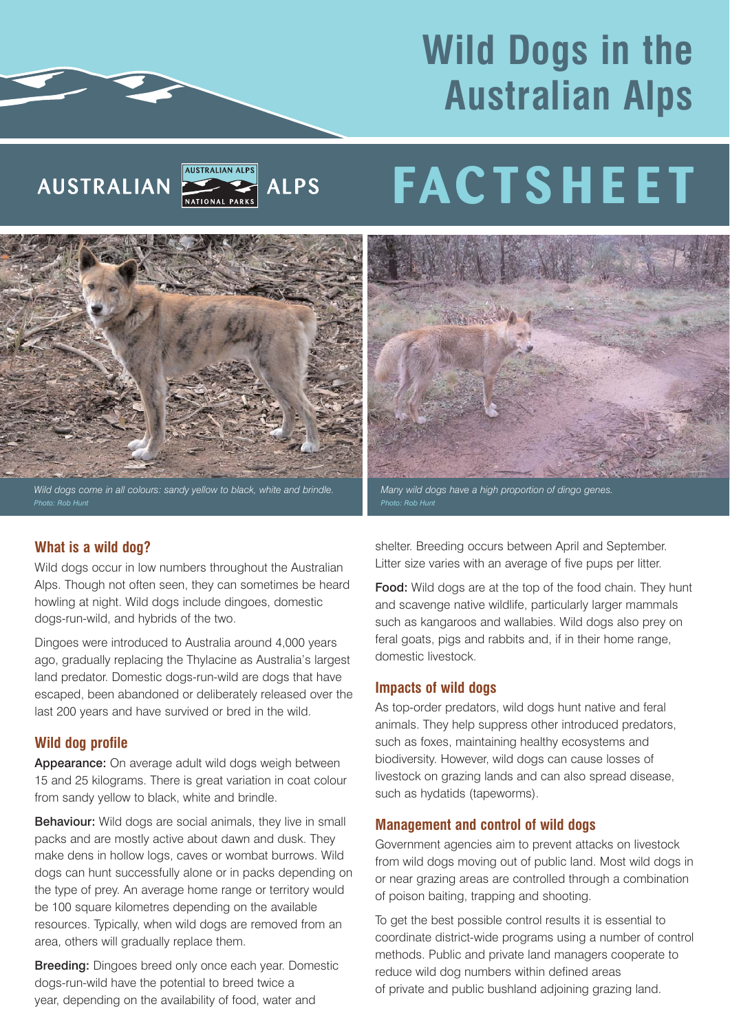# Wild Dogs in the Australian Alps

AUSTRALIAN ALPS NATIONAL PARKS

# FACTSHEET

*Wild dogs come in all colours: sandy yellow to black, white and brindle.*
*Photo: Rob Hunt*

*Many wild dogs have a high proportion of dingo genes.*
*Photo: Rob Hunt*

## What is a wild dog?

Wild dogs occur in low numbers throughout the Australian Alps. Though not often seen, they can sometimes be heard howling at night. Wild dogs include dingoes, domestic dogs-run-wild, and hybrids of the two.

Dingoes were introduced to Australia around 4,000 years ago, gradually replacing the Thylacine as Australia's largest land predator. Domestic dogs-run-wild are dogs that have escaped, been abandoned or deliberately released over the last 200 years and have survived or bred in the wild.

## Wild dog profile

**Appearance:** On average adult wild dogs weigh between 15 and 25 kilograms. There is great variation in coat colour from sandy yellow to black, white and brindle.

**Behaviour:** Wild dogs are social animals, they live in small packs and are mostly active about dawn and dusk. They make dens in hollow logs, caves or wombat burrows. Wild dogs can hunt successfully alone or in packs depending on the type of prey. An average home range or territory would be 100 square kilometres depending on the available resources. Typically, when wild dogs are removed from an area, others will gradually replace them.

**Breeding:** Dingoes breed only once each year. Domestic dogs-run-wild have the potential to breed twice a year, depending on the availability of food, water and shelter. Breeding occurs between April and September. Litter size varies with an average of five pups per litter.

**Food:** Wild dogs are at the top of the food chain. They hunt and scavenge native wildlife, particularly larger mammals such as kangaroos and wallabies. Wild dogs also prey on feral goats, pigs and rabbits and, if in their home range, domestic livestock.

## Impacts of wild dogs

As top-order predators, wild dogs hunt native and feral animals. They help suppress other introduced predators, such as foxes, maintaining healthy ecosystems and biodiversity. However, wild dogs can cause losses of livestock on grazing lands and can also spread disease, such as hydatids (tapeworms).

## Management and control of wild dogs

Government agencies aim to prevent attacks on livestock from wild dogs moving out of public land. Most wild dogs in or near grazing areas are controlled through a combination of poison baiting, trapping and shooting.

To get the best possible control results it is essential to coordinate district-wide programs using a number of control methods. Public and private land managers cooperate to reduce wild dog numbers within defined areas of private and public bushland adjoining grazing land.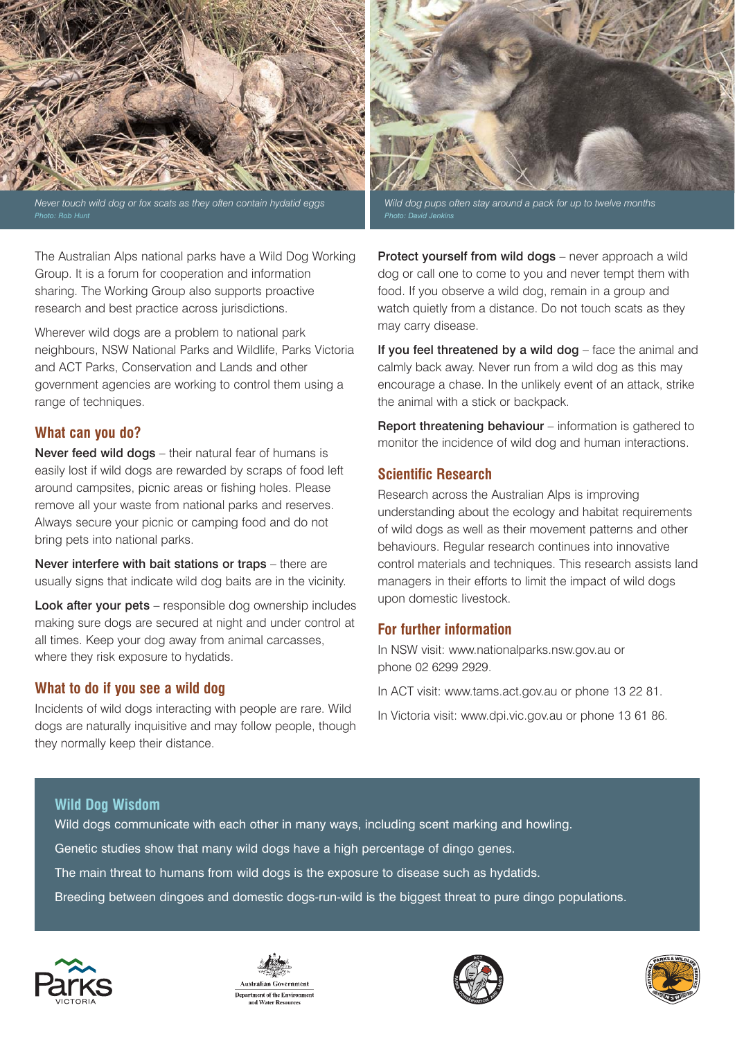*Never touch wild dog or fox scats as they often contain hydatid eggs*
*Photo: Rob Hunt*

*Wild dog pups often stay around a pack for up to twelve months*
*Photo: David Jenkins*

The Australian Alps national parks have a Wild Dog Working Group. It is a forum for cooperation and information sharing. The Working Group also supports proactive research and best practice across jurisdictions.

Wherever wild dogs are a problem to national park neighbours, NSW National Parks and Wildlife, Parks Victoria and ACT Parks, Conservation and Lands and other government agencies are working to control them using a range of techniques.

## What can you do?

**Never feed wild dogs** – their natural fear of humans is easily lost if wild dogs are rewarded by scraps of food left around campsites, picnic areas or fishing holes. Please remove all your waste from national parks and reserves. Always secure your picnic or camping food and do not bring pets into national parks.

**Never interfere with bait stations or traps** – there are usually signs that indicate wild dog baits are in the vicinity.

**Look after your pets** – responsible dog ownership includes making sure dogs are secured at night and under control at all times. Keep your dog away from animal carcasses, where they risk exposure to hydatids.

## What to do if you see a wild dog

Incidents of wild dogs interacting with people are rare. Wild dogs are naturally inquisitive and may follow people, though they normally keep their distance.

**Protect yourself from wild dogs** – never approach a wild dog or call one to come to you and never tempt them with food. If you observe a wild dog, remain in a group and watch quietly from a distance. Do not touch scats as they may carry disease.

**If you feel threatened by a wild dog** – face the animal and calmly back away. Never run from a wild dog as this may encourage a chase. In the unlikely event of an attack, strike the animal with a stick or backpack.

**Report threatening behaviour** – information is gathered to monitor the incidence of wild dog and human interactions.

## Scientific Research

Research across the Australian Alps is improving understanding about the ecology and habitat requirements of wild dogs as well as their movement patterns and other behaviours. Regular research continues into innovative control materials and techniques. This research assists land managers in their efforts to limit the impact of wild dogs upon domestic livestock.

## For further information

In NSW visit: www.nationalparks.nsw.gov.au or phone 02 6299 2929.

In ACT visit: www.tams.act.gov.au or phone 13 22 81.

In Victoria visit: www.dpi.vic.gov.au or phone 13 61 86.

## Wild Dog Wisdom

Wild dogs communicate with each other in many ways, including scent marking and howling.

Genetic studies show that many wild dogs have a high percentage of dingo genes.

The main threat to humans from wild dogs is the exposure to disease such as hydatids.

Breeding between dingoes and domestic dogs-run-wild is the biggest threat to pure dingo populations.

Parks VICTORIA

Australian Government
Department of the Environment and Water Resources